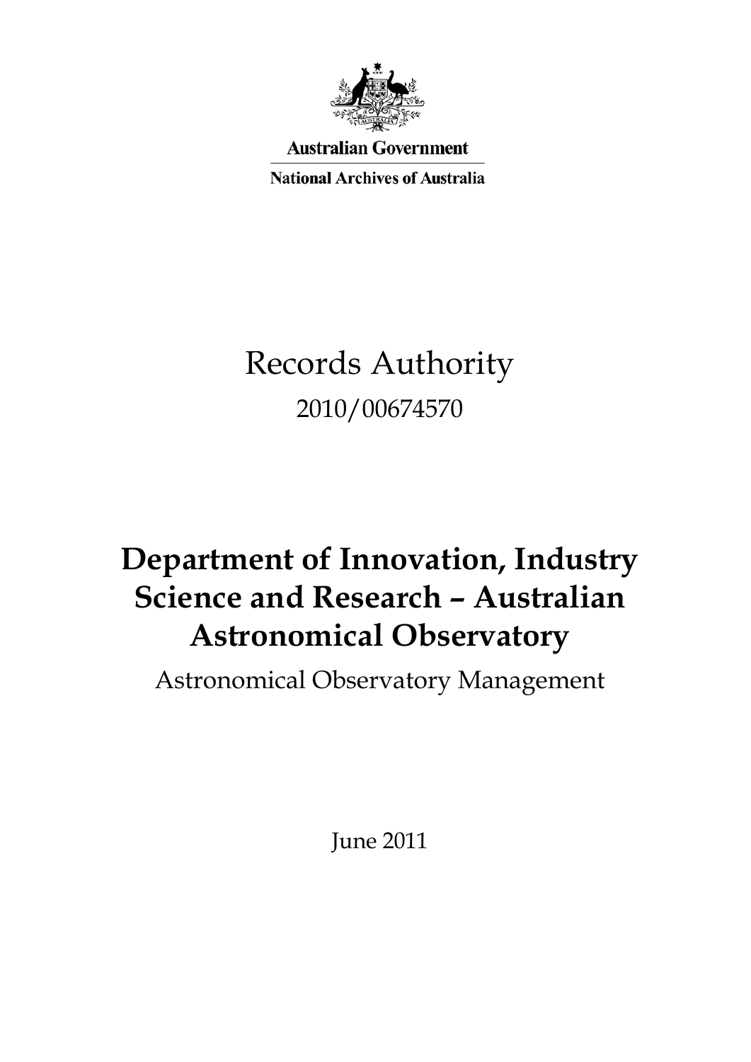Australian Government

National Archives of Australia

# Records Authority

2010/00674570

# Department of Innovation, Industry Science and Research – Australian Astronomical Observatory

Astronomical Observatory Management

June 2011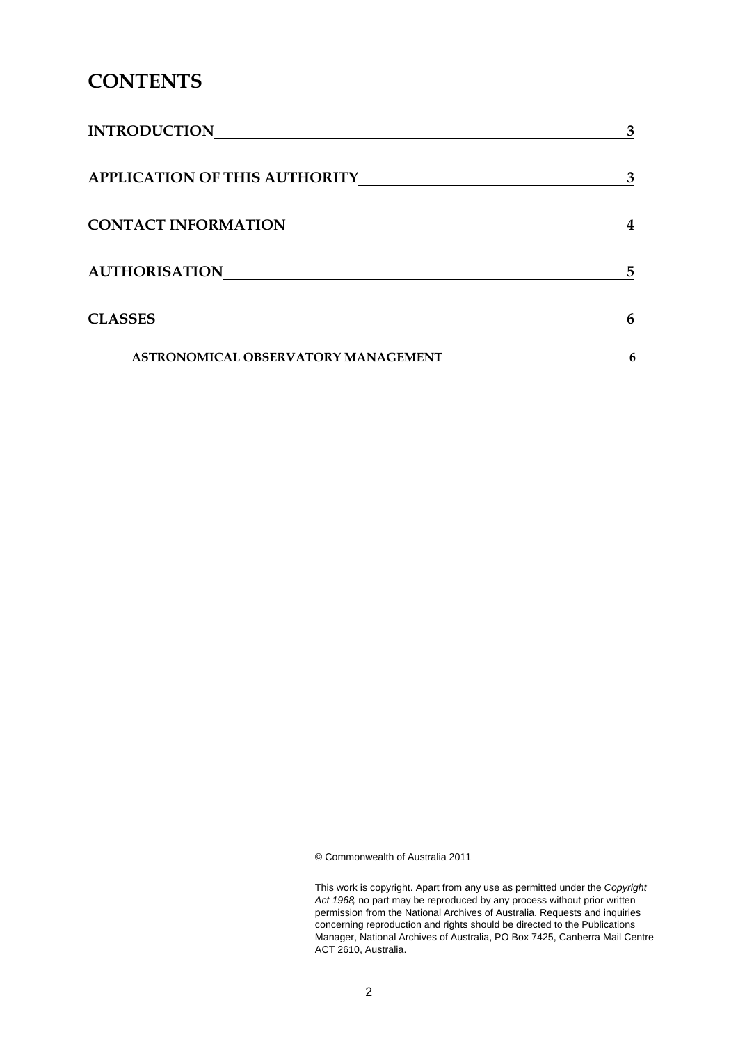# CONTENTS

| | |
|---|---|
| **INTRODUCTION** | **3** |
| **APPLICATION OF THIS AUTHORITY** | **3** |
| **CONTACT INFORMATION** | **4** |
| **AUTHORISATION** | **5** |
| **CLASSES** | **6** |
| **ASTRONOMICAL OBSERVATORY MANAGEMENT** | **6** |

© Commonwealth of Australia 2011

This work is copyright. Apart from any use as permitted under the *Copyright Act 1968*, no part may be reproduced by any process without prior written permission from the National Archives of Australia. Requests and inquiries concerning reproduction and rights should be directed to the Publications Manager, National Archives of Australia, PO Box 7425, Canberra Mail Centre ACT 2610, Australia.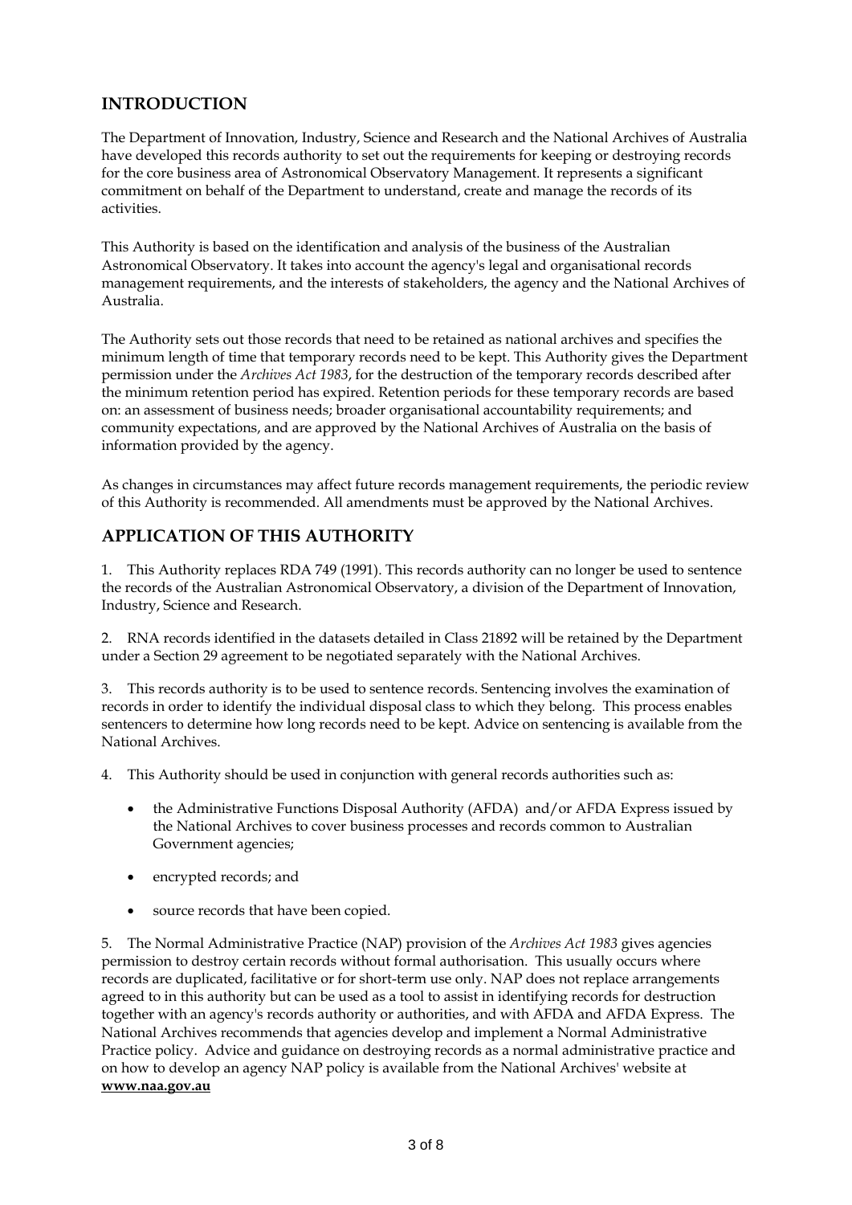## INTRODUCTION

The Department of Innovation, Industry, Science and Research and the National Archives of Australia have developed this records authority to set out the requirements for keeping or destroying records for the core business area of Astronomical Observatory Management. It represents a significant commitment on behalf of the Department to understand, create and manage the records of its activities.

This Authority is based on the identification and analysis of the business of the Australian Astronomical Observatory. It takes into account the agency's legal and organisational records management requirements, and the interests of stakeholders, the agency and the National Archives of Australia.

The Authority sets out those records that need to be retained as national archives and specifies the minimum length of time that temporary records need to be kept. This Authority gives the Department permission under the *Archives Act 1983*, for the destruction of the temporary records described after the minimum retention period has expired. Retention periods for these temporary records are based on: an assessment of business needs; broader organisational accountability requirements; and community expectations, and are approved by the National Archives of Australia on the basis of information provided by the agency.

As changes in circumstances may affect future records management requirements, the periodic review of this Authority is recommended. All amendments must be approved by the National Archives.

## APPLICATION OF THIS AUTHORITY

1. This Authority replaces RDA 749 (1991). This records authority can no longer be used to sentence the records of the Australian Astronomical Observatory, a division of the Department of Innovation, Industry, Science and Research.

2. RNA records identified in the datasets detailed in Class 21892 will be retained by the Department under a Section 29 agreement to be negotiated separately with the National Archives.

3. This records authority is to be used to sentence records. Sentencing involves the examination of records in order to identify the individual disposal class to which they belong. This process enables sentencers to determine how long records need to be kept. Advice on sentencing is available from the National Archives.

4. This Authority should be used in conjunction with general records authorities such as:

- the Administrative Functions Disposal Authority (AFDA) and/or AFDA Express issued by the National Archives to cover business processes and records common to Australian Government agencies;
- encrypted records; and
- source records that have been copied.

5. The Normal Administrative Practice (NAP) provision of the *Archives Act 1983* gives agencies permission to destroy certain records without formal authorisation. This usually occurs where records are duplicated, facilitative or for short-term use only. NAP does not replace arrangements agreed to in this authority but can be used as a tool to assist in identifying records for destruction together with an agency's records authority or authorities, and with AFDA and AFDA Express. The National Archives recommends that agencies develop and implement a Normal Administrative Practice policy. Advice and guidance on destroying records as a normal administrative practice and on how to develop an agency NAP policy is available from the National Archives' website at **www.naa.gov.au**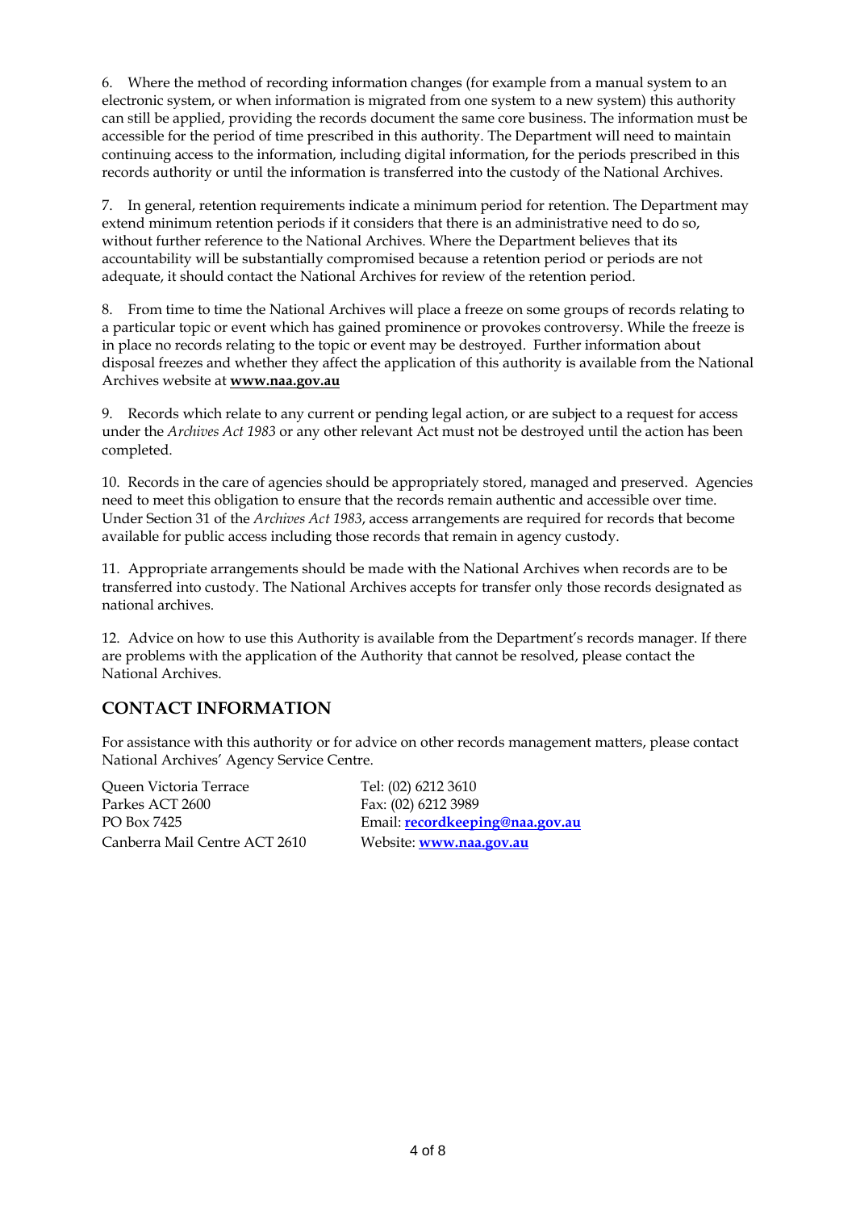6. Where the method of recording information changes (for example from a manual system to an electronic system, or when information is migrated from one system to a new system) this authority can still be applied, providing the records document the same core business. The information must be accessible for the period of time prescribed in this authority. The Department will need to maintain continuing access to the information, including digital information, for the periods prescribed in this records authority or until the information is transferred into the custody of the National Archives.

7. In general, retention requirements indicate a minimum period for retention. The Department may extend minimum retention periods if it considers that there is an administrative need to do so, without further reference to the National Archives. Where the Department believes that its accountability will be substantially compromised because a retention period or periods are not adequate, it should contact the National Archives for review of the retention period.

8. From time to time the National Archives will place a freeze on some groups of records relating to a particular topic or event which has gained prominence or provokes controversy. While the freeze is in place no records relating to the topic or event may be destroyed. Further information about disposal freezes and whether they affect the application of this authority is available from the National Archives website at **www.naa.gov.au**

9. Records which relate to any current or pending legal action, or are subject to a request for access under the *Archives Act 1983* or any other relevant Act must not be destroyed until the action has been completed.

10. Records in the care of agencies should be appropriately stored, managed and preserved. Agencies need to meet this obligation to ensure that the records remain authentic and accessible over time. Under Section 31 of the *Archives Act 1983*, access arrangements are required for records that become available for public access including those records that remain in agency custody.

11. Appropriate arrangements should be made with the National Archives when records are to be transferred into custody. The National Archives accepts for transfer only those records designated as national archives.

12. Advice on how to use this Authority is available from the Department's records manager. If there are problems with the application of the Authority that cannot be resolved, please contact the National Archives.

## CONTACT INFORMATION

For assistance with this authority or for advice on other records management matters, please contact National Archives' Agency Service Centre.

Queen Victoria Terrace
Parkes ACT 2600
PO Box 7425
Canberra Mail Centre ACT 2610

Tel: (02) 6212 3610
Fax: (02) 6212 3989
Email: **recordkeeping@naa.gov.au**
Website: **www.naa.gov.au**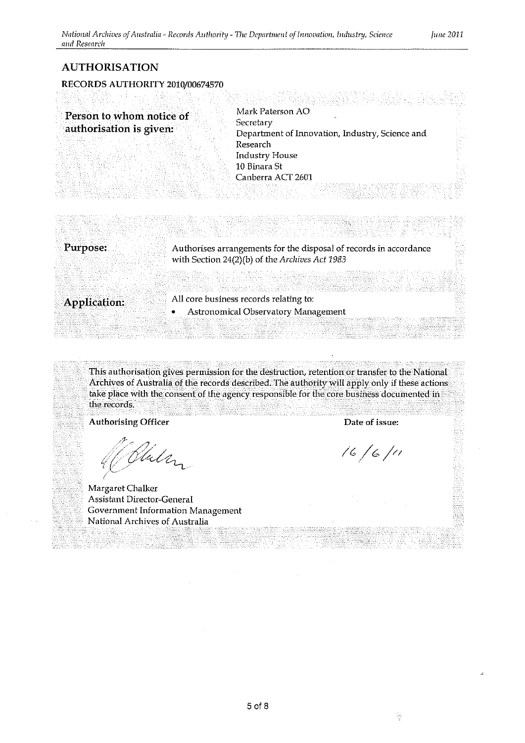## AUTHORISATION

### RECORDS AUTHORITY 2010/00674570

| | |
|---|---|
| **Person to whom notice of authorisation is given:** | Mark Paterson AO<br>Secretary<br>Department of Innovation, Industry, Science and Research<br>Industry House<br>10 Binara St<br>Canberra ACT 2601 |

| | |
|---|---|
| **Purpose:** | Authorises arrangements for the disposal of records in accordance with Section 24(2)(b) of the *Archives Act 1983* |
| **Application:** | All core business records relating to:<br>• Astronomical Observatory Management |

This authorisation gives permission for the destruction, retention or transfer to the National Archives of Australia of the records described. The authority will apply only if these actions take place with the consent of the agency responsible for the core business documented in the records.

| **Authorising Officer** | **Date of issue:** |
|---|---|
| Margaret Chalker<br>Assistant Director-General<br>Government Information Management<br>National Archives of Australia | 16/6/11 |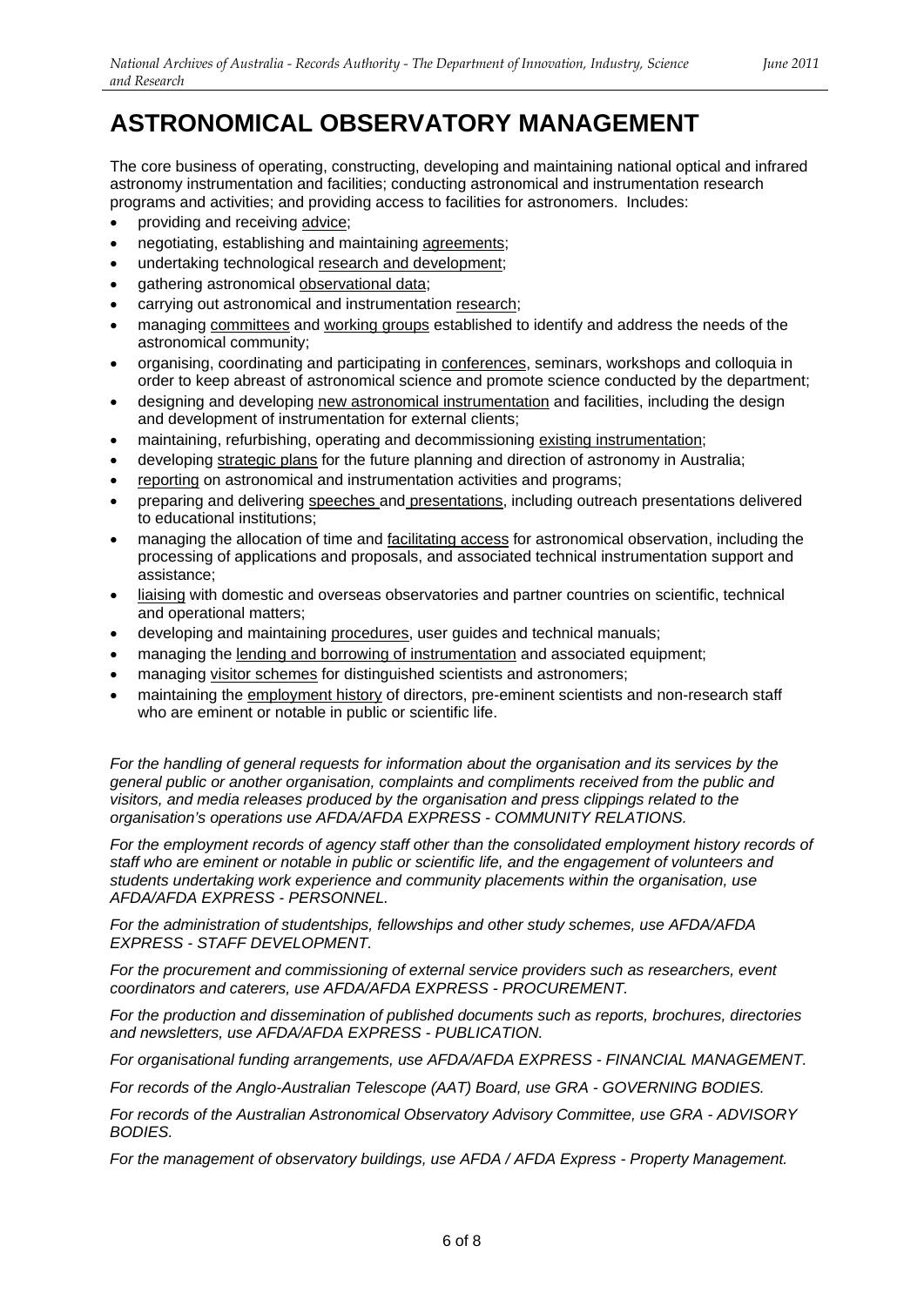# ASTRONOMICAL OBSERVATORY MANAGEMENT

The core business of operating, constructing, developing and maintaining national optical and infrared astronomy instrumentation and facilities; conducting astronomical and instrumentation research programs and activities; and providing access to facilities for astronomers. Includes:

- providing and receiving advice;
- negotiating, establishing and maintaining agreements;
- undertaking technological research and development;
- gathering astronomical observational data;
- carrying out astronomical and instrumentation research;
- managing committees and working groups established to identify and address the needs of the astronomical community;
- organising, coordinating and participating in conferences, seminars, workshops and colloquia in order to keep abreast of astronomical science and promote science conducted by the department;
- designing and developing new astronomical instrumentation and facilities, including the design and development of instrumentation for external clients;
- maintaining, refurbishing, operating and decommissioning existing instrumentation;
- developing strategic plans for the future planning and direction of astronomy in Australia;
- reporting on astronomical and instrumentation activities and programs;
- preparing and delivering speeches and presentations, including outreach presentations delivered to educational institutions;
- managing the allocation of time and facilitating access for astronomical observation, including the processing of applications and proposals, and associated technical instrumentation support and assistance;
- liaising with domestic and overseas observatories and partner countries on scientific, technical and operational matters;
- developing and maintaining procedures, user guides and technical manuals;
- managing the lending and borrowing of instrumentation and associated equipment;
- managing visitor schemes for distinguished scientists and astronomers;
- maintaining the employment history of directors, pre-eminent scientists and non-research staff who are eminent or notable in public or scientific life.

*For the handling of general requests for information about the organisation and its services by the general public or another organisation, complaints and compliments received from the public and visitors, and media releases produced by the organisation and press clippings related to the organisation's operations use AFDA/AFDA EXPRESS - COMMUNITY RELATIONS.*

*For the employment records of agency staff other than the consolidated employment history records of staff who are eminent or notable in public or scientific life, and the engagement of volunteers and students undertaking work experience and community placements within the organisation, use AFDA/AFDA EXPRESS - PERSONNEL.*

*For the administration of studentships, fellowships and other study schemes, use AFDA/AFDA EXPRESS - STAFF DEVELOPMENT.*

*For the procurement and commissioning of external service providers such as researchers, event coordinators and caterers, use AFDA/AFDA EXPRESS - PROCUREMENT.*

*For the production and dissemination of published documents such as reports, brochures, directories and newsletters, use AFDA/AFDA EXPRESS - PUBLICATION.*

*For organisational funding arrangements, use AFDA/AFDA EXPRESS - FINANCIAL MANAGEMENT.*

*For records of the Anglo-Australian Telescope (AAT) Board, use GRA - GOVERNING BODIES.*

*For records of the Australian Astronomical Observatory Advisory Committee, use GRA - ADVISORY BODIES.*

*For the management of observatory buildings, use AFDA / AFDA Express - Property Management.*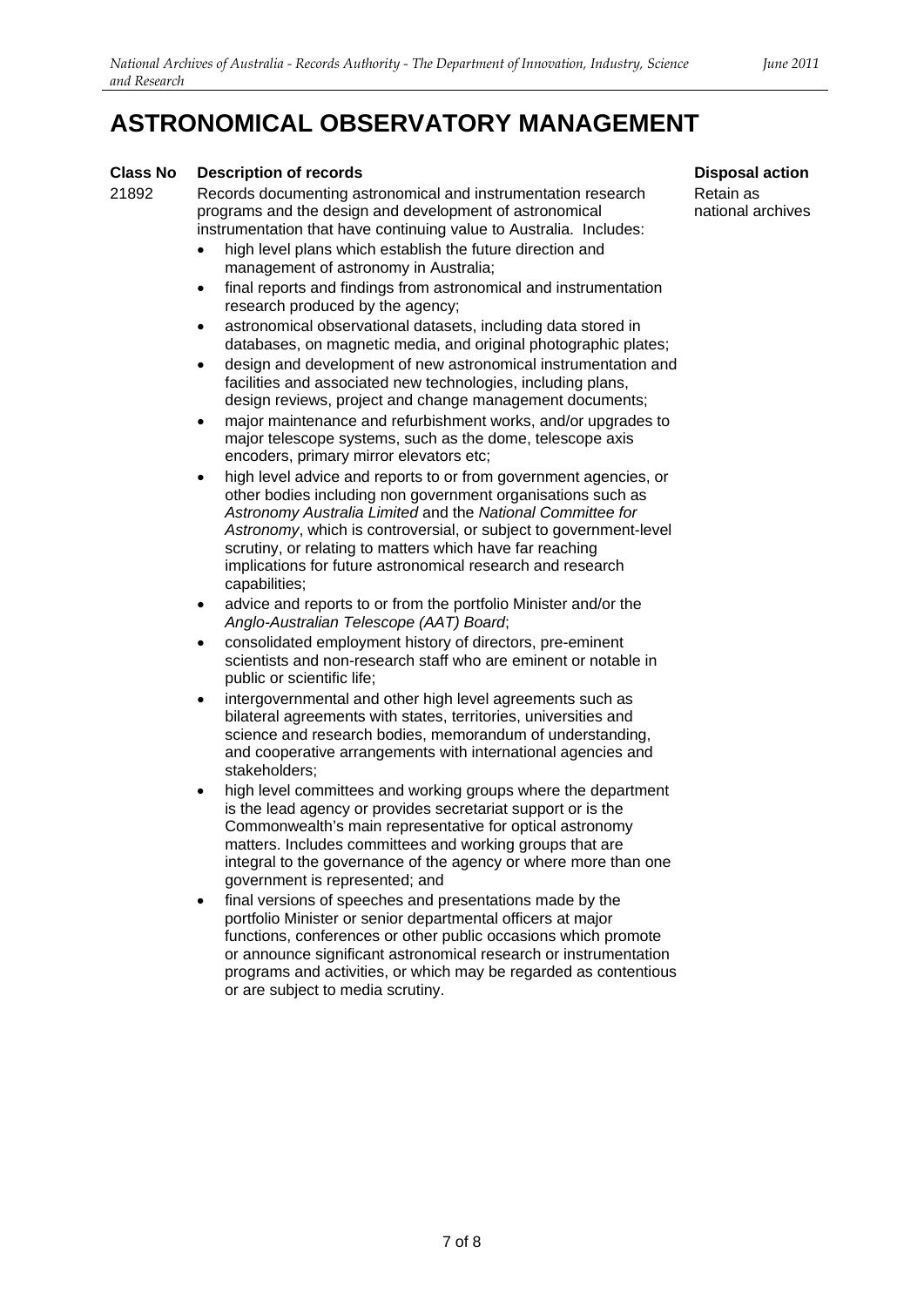# ASTRONOMICAL OBSERVATORY MANAGEMENT

| Class No | Description of records | Disposal action |
| --- | --- | --- |
| 21892 | Records documenting astronomical and instrumentation research programs and the design and development of astronomical instrumentation that have continuing value to Australia. Includes:<br>• high level plans which establish the future direction and management of astronomy in Australia;<br>• final reports and findings from astronomical and instrumentation research produced by the agency;<br>• astronomical observational datasets, including data stored in databases, on magnetic media, and original photographic plates;<br>• design and development of new astronomical instrumentation and facilities and associated new technologies, including plans, design reviews, project and change management documents;<br>• major maintenance and refurbishment works, and/or upgrades to major telescope systems, such as the dome, telescope axis encoders, primary mirror elevators etc;<br>• high level advice and reports to or from government agencies, or other bodies including non government organisations such as *Astronomy Australia Limited* and the *National Committee for Astronomy*, which is controversial, or subject to government-level scrutiny, or relating to matters which have far reaching implications for future astronomical research and research capabilities;<br>• advice and reports to or from the portfolio Minister and/or the *Anglo-Australian Telescope (AAT) Board*;<br>• consolidated employment history of directors, pre-eminent scientists and non-research staff who are eminent or notable in public or scientific life;<br>• intergovernmental and other high level agreements such as bilateral agreements with states, territories, universities and science and research bodies, memorandum of understanding, and cooperative arrangements with international agencies and stakeholders;<br>• high level committees and working groups where the department is the lead agency or provides secretariat support or is the Commonwealth's main representative for optical astronomy matters. Includes committees and working groups that are integral to the governance of the agency or where more than one government is represented; and<br>• final versions of speeches and presentations made by the portfolio Minister or senior departmental officers at major functions, conferences or other public occasions which promote or announce significant astronomical research or instrumentation programs and activities, or which may be regarded as contentious or are subject to media scrutiny. | Retain as national archives |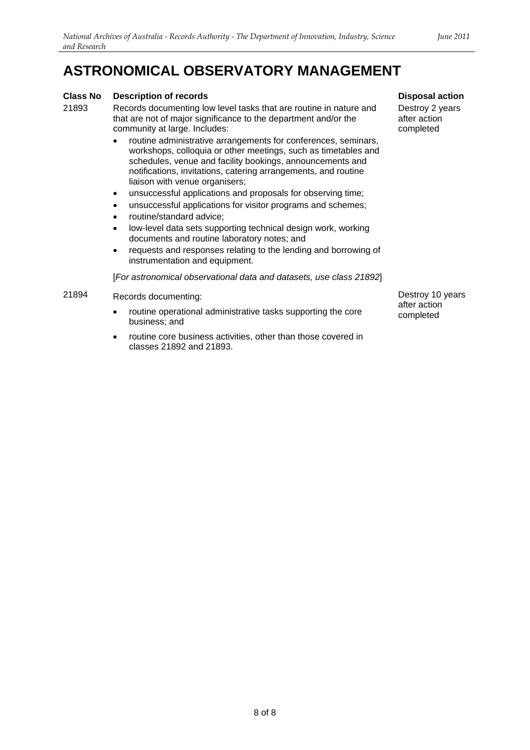# ASTRONOMICAL OBSERVATORY MANAGEMENT

| Class No | Description of records | Disposal action |
| --- | --- | --- |
| 21893 | Records documenting low level tasks that are routine in nature and that are not of major significance to the department and/or the community at large. Includes:<br>• routine administrative arrangements for conferences, seminars, workshops, colloquia or other meetings, such as timetables and schedules, venue and facility bookings, announcements and notifications, invitations, catering arrangements, and routine liaison with venue organisers;<br>• unsuccessful applications and proposals for observing time;<br>• unsuccessful applications for visitor programs and schemes;<br>• routine/standard advice;<br>• low-level data sets supporting technical design work, working documents and routine laboratory notes; and<br>• requests and responses relating to the lending and borrowing of instrumentation and equipment.<br><br>[*For astronomical observational data and datasets, use class 21892*] | Destroy 2 years after action completed |
| 21894 | Records documenting:<br>• routine operational administrative tasks supporting the core business; and<br>• routine core business activities, other than those covered in classes 21892 and 21893. | Destroy 10 years after action completed |